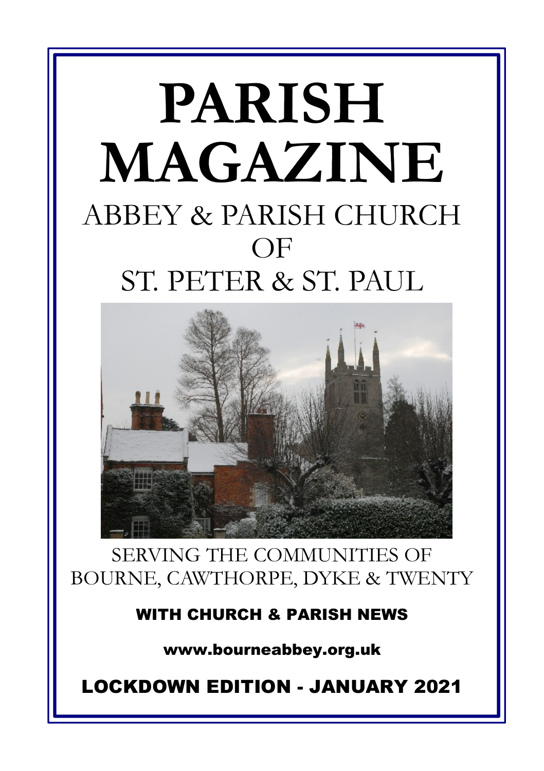# PARISH MAGAZINE

## ABBEY & PARISH CHURCH OF ST. PETER & ST. PAUL

SERVING THE COMMUNITIES OF BOURNE, CAWTHORPE, DYKE & TWENTY

**WITH CHURCH & PARISH NEWS**

**www.bourneabbey.org.uk**

**LOCKDOWN EDITION - JANUARY 2021**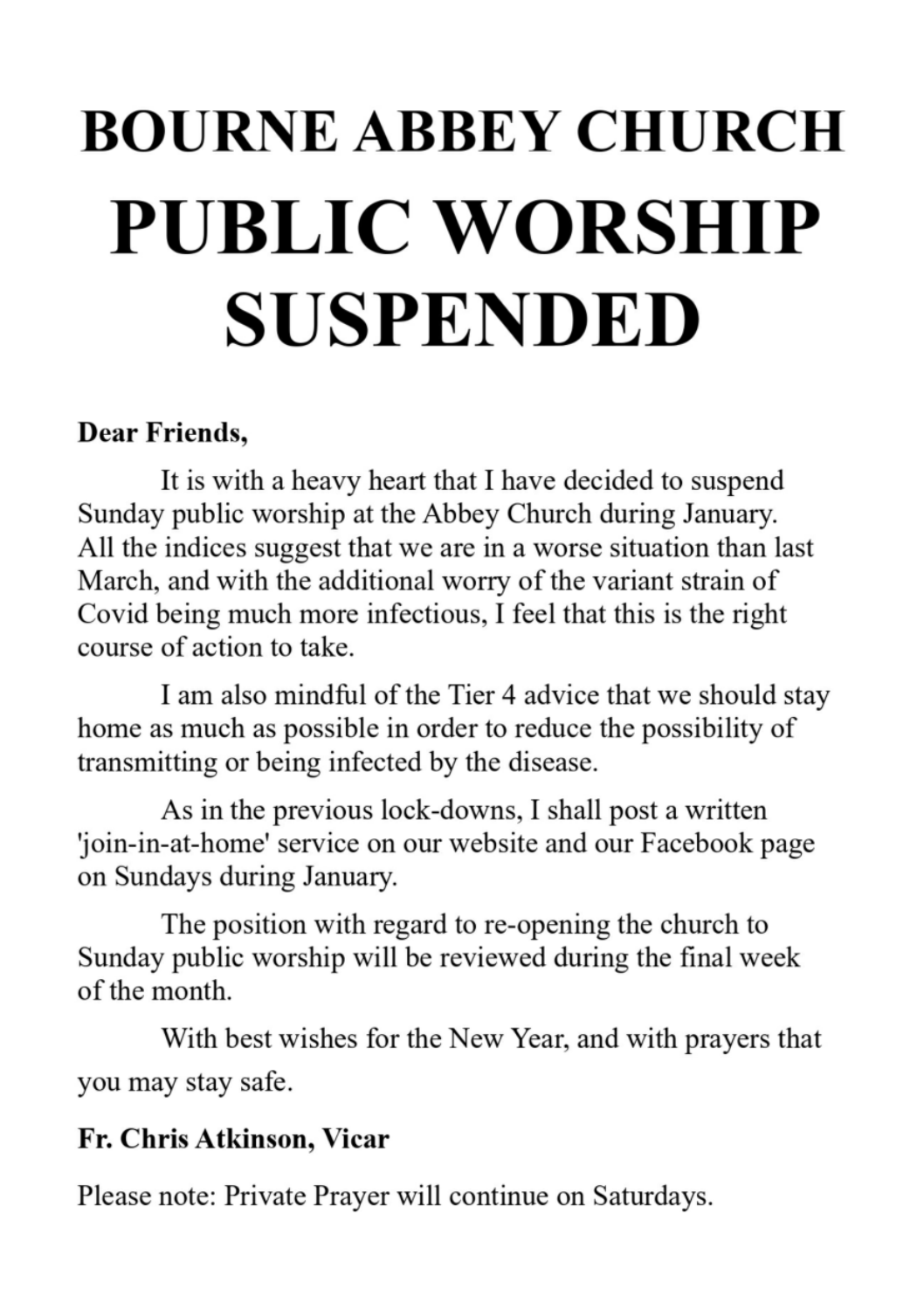# BOURNE ABBEY CHURCH

# PUBLIC WORSHIP SUSPENDED

**Dear Friends,**

It is with a heavy heart that I have decided to suspend Sunday public worship at the Abbey Church during January. All the indices suggest that we are in a worse situation than last March, and with the additional worry of the variant strain of Covid being much more infectious, I feel that this is the right course of action to take.

I am also mindful of the Tier 4 advice that we should stay home as much as possible in order to reduce the possibility of transmitting or being infected by the disease.

As in the previous lock-downs, I shall post a written 'join-in-at-home' service on our website and our Facebook page on Sundays during January.

The position with regard to re-opening the church to Sunday public worship will be reviewed during the final week of the month.

With best wishes for the New Year, and with prayers that you may stay safe.

**Fr. Chris Atkinson, Vicar**

Please note: Private Prayer will continue on Saturdays.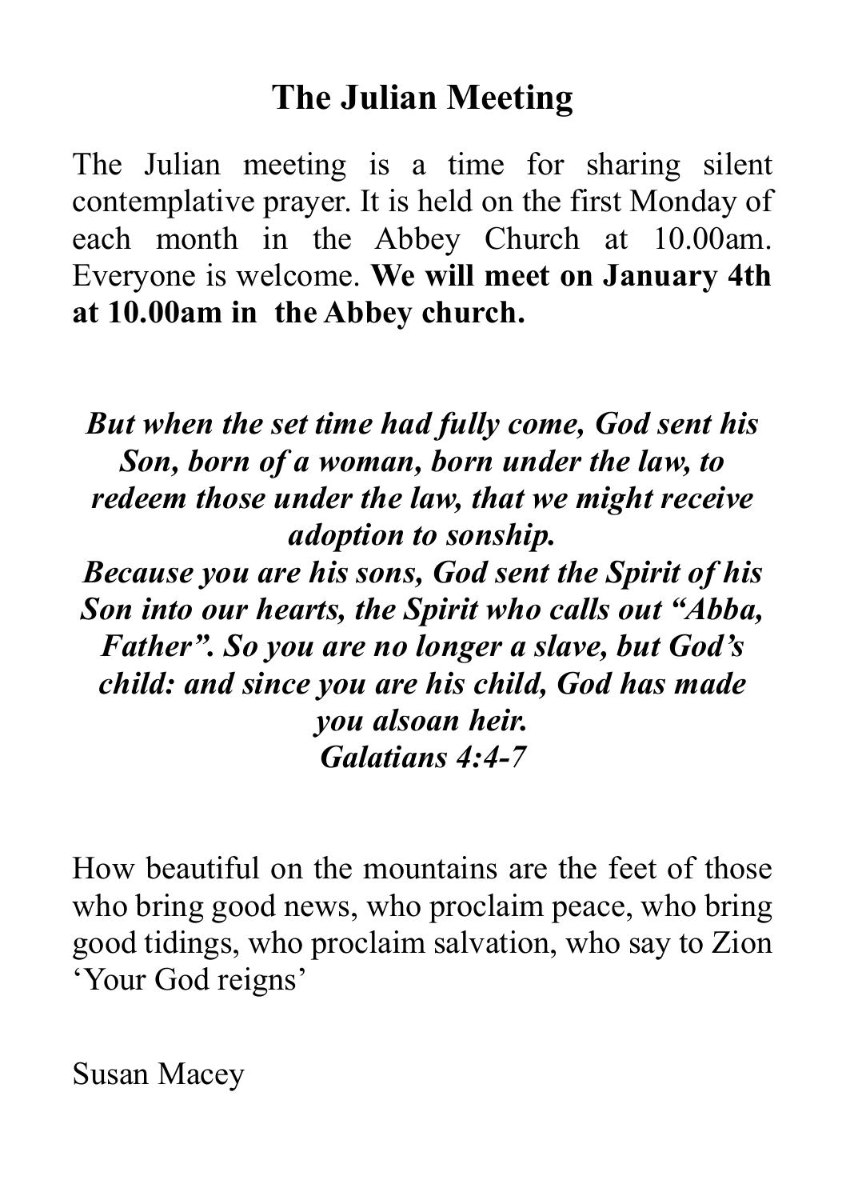# The Julian Meeting

The Julian meeting is a time for sharing silent contemplative prayer. It is held on the first Monday of each month in the Abbey Church at 10.00am. Everyone is welcome. **We will meet on January 4th at 10.00am in the Abbey church.**

***But when the set time had fully come, God sent his Son, born of a woman, born under the law, to redeem those under the law, that we might receive adoption to sonship.***
***Because you are his sons, God sent the Spirit of his Son into our hearts, the Spirit who calls out "Abba, Father". So you are no longer a slave, but God's child: and since you are his child, God has made you alsoan heir.***
***Galatians 4:4-7***

How beautiful on the mountains are the feet of those who bring good news, who proclaim peace, who bring good tidings, who proclaim salvation, who say to Zion 'Your God reigns'

Susan Macey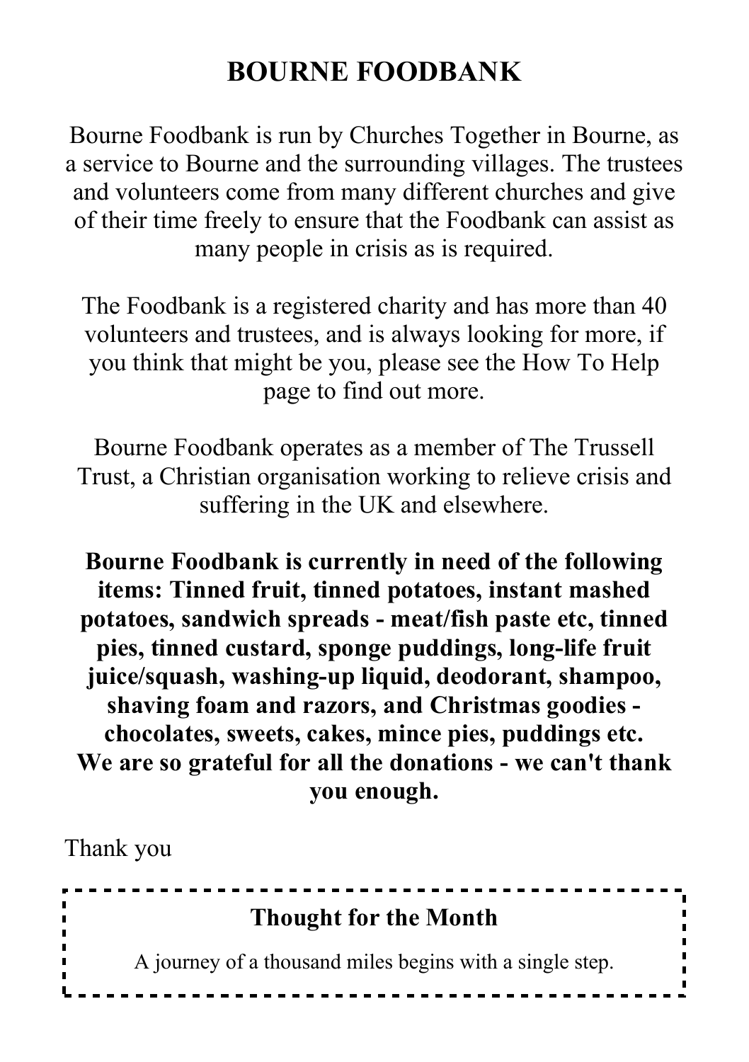# BOURNE FOODBANK

Bourne Foodbank is run by Churches Together in Bourne, as a service to Bourne and the surrounding villages. The trustees and volunteers come from many different churches and give of their time freely to ensure that the Foodbank can assist as many people in crisis as is required.

The Foodbank is a registered charity and has more than 40 volunteers and trustees, and is always looking for more, if you think that might be you, please see the How To Help page to find out more.

Bourne Foodbank operates as a member of The Trussell Trust, a Christian organisation working to relieve crisis and suffering in the UK and elsewhere.

**Bourne Foodbank is currently in need of the following items: Tinned fruit, tinned potatoes, instant mashed potatoes, sandwich spreads - meat/fish paste etc, tinned pies, tinned custard, sponge puddings, long-life fruit juice/squash, washing-up liquid, deodorant, shampoo, shaving foam and razors, and Christmas goodies - chocolates, sweets, cakes, mince pies, puddings etc. We are so grateful for all the donations - we can't thank you enough.**

Thank you

**Thought for the Month**

A journey of a thousand miles begins with a single step.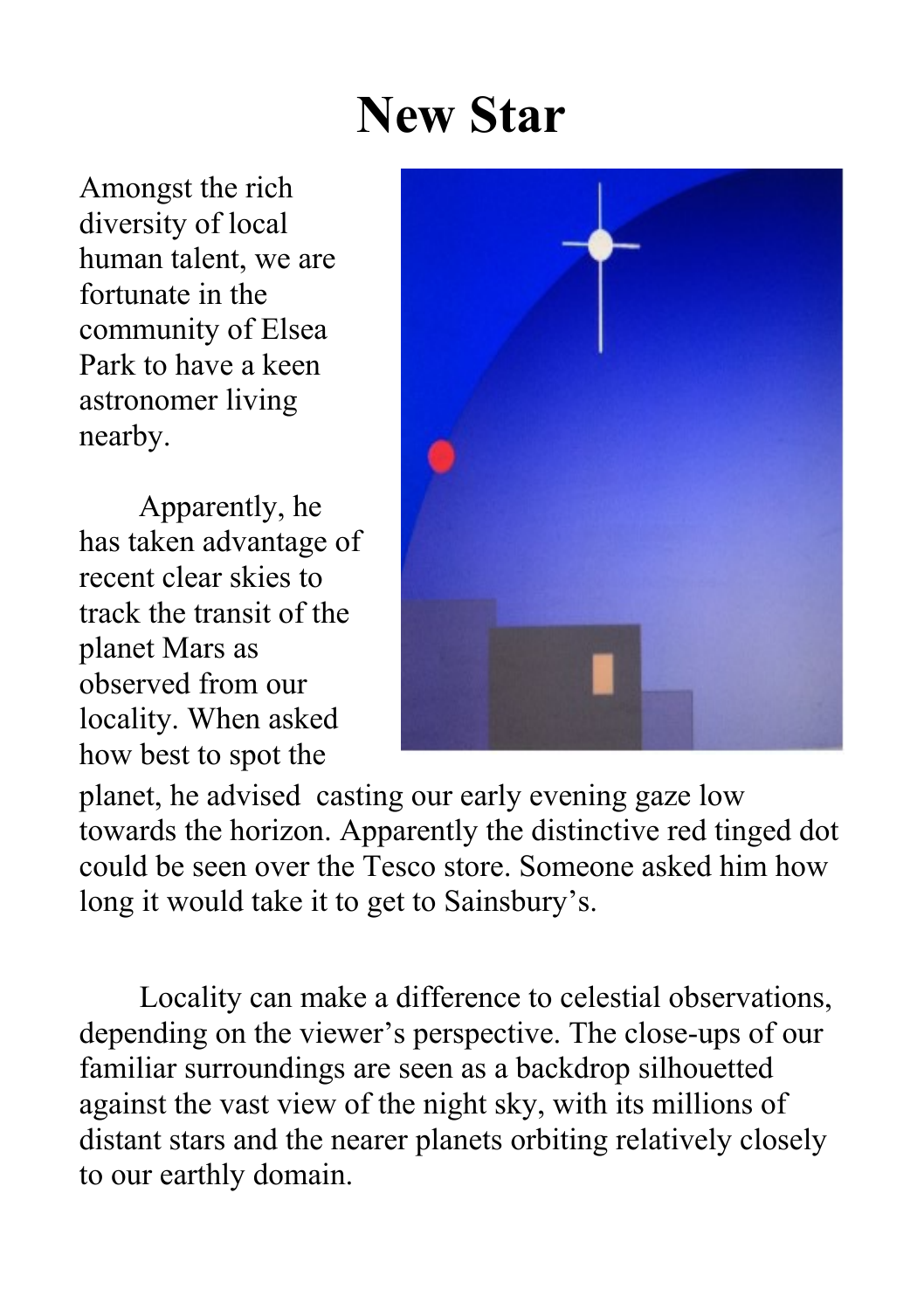# New Star

Amongst the rich diversity of local human talent, we are fortunate in the community of Elsea Park to have a keen astronomer living nearby.

Apparently, he has taken advantage of recent clear skies to track the transit of the planet Mars as observed from our locality. When asked how best to spot the planet, he advised casting our early evening gaze low towards the horizon. Apparently the distinctive red tinged dot could be seen over the Tesco store. Someone asked him how long it would take it to get to Sainsbury's.

Locality can make a difference to celestial observations, depending on the viewer's perspective. The close-ups of our familiar surroundings are seen as a backdrop silhouetted against the vast view of the night sky, with its millions of distant stars and the nearer planets orbiting relatively closely to our earthly domain.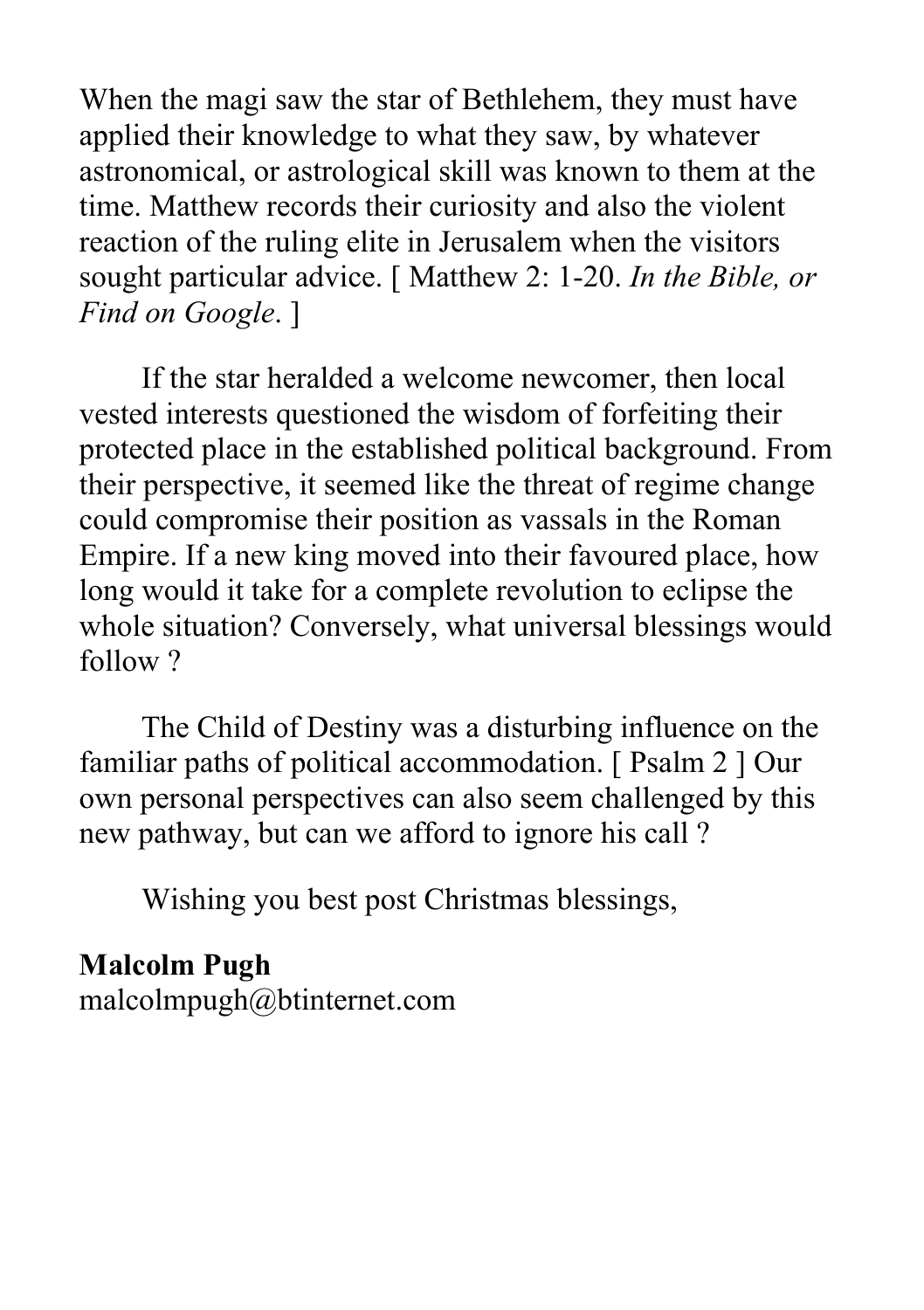When the magi saw the star of Bethlehem, they must have applied their knowledge to what they saw, by whatever astronomical, or astrological skill was known to them at the time. Matthew records their curiosity and also the violent reaction of the ruling elite in Jerusalem when the visitors sought particular advice. [ Matthew 2: 1-20. *In the Bible, or Find on Google*. ]

If the star heralded a welcome newcomer, then local vested interests questioned the wisdom of forfeiting their protected place in the established political background. From their perspective, it seemed like the threat of regime change could compromise their position as vassals in the Roman Empire. If a new king moved into their favoured place, how long would it take for a complete revolution to eclipse the whole situation? Conversely, what universal blessings would follow ?

The Child of Destiny was a disturbing influence on the familiar paths of political accommodation. [ Psalm 2 ] Our own personal perspectives can also seem challenged by this new pathway, but can we afford to ignore his call ?

Wishing you best post Christmas blessings,

**Malcolm Pugh**
malcolmpugh@btinternet.com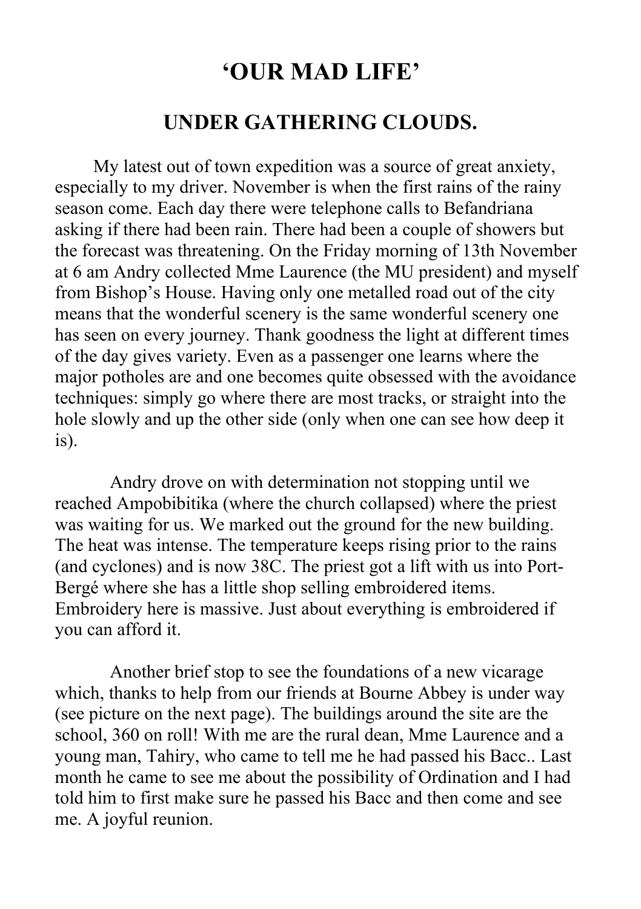# ‘OUR MAD LIFE’

## UNDER GATHERING CLOUDS.

My latest out of town expedition was a source of great anxiety, especially to my driver. November is when the first rains of the rainy season come. Each day there were telephone calls to Befandriana asking if there had been rain. There had been a couple of showers but the forecast was threatening. On the Friday morning of 13th November at 6 am Andry collected Mme Laurence (the MU president) and myself from Bishop’s House. Having only one metalled road out of the city means that the wonderful scenery is the same wonderful scenery one has seen on every journey. Thank goodness the light at different times of the day gives variety. Even as a passenger one learns where the major potholes are and one becomes quite obsessed with the avoidance techniques: simply go where there are most tracks, or straight into the hole slowly and up the other side (only when one can see how deep it is).

Andry drove on with determination not stopping until we reached Ampobibitika (where the church collapsed) where the priest was waiting for us. We marked out the ground for the new building. The heat was intense. The temperature keeps rising prior to the rains (and cyclones) and is now 38C. The priest got a lift with us into Port-Bergé where she has a little shop selling embroidered items. Embroidery here is massive. Just about everything is embroidered if you can afford it.

Another brief stop to see the foundations of a new vicarage which, thanks to help from our friends at Bourne Abbey is under way (see picture on the next page). The buildings around the site are the school, 360 on roll! With me are the rural dean, Mme Laurence and a young man, Tahiry, who came to tell me he had passed his Bacc.. Last month he came to see me about the possibility of Ordination and I had told him to first make sure he passed his Bacc and then come and see me. A joyful reunion.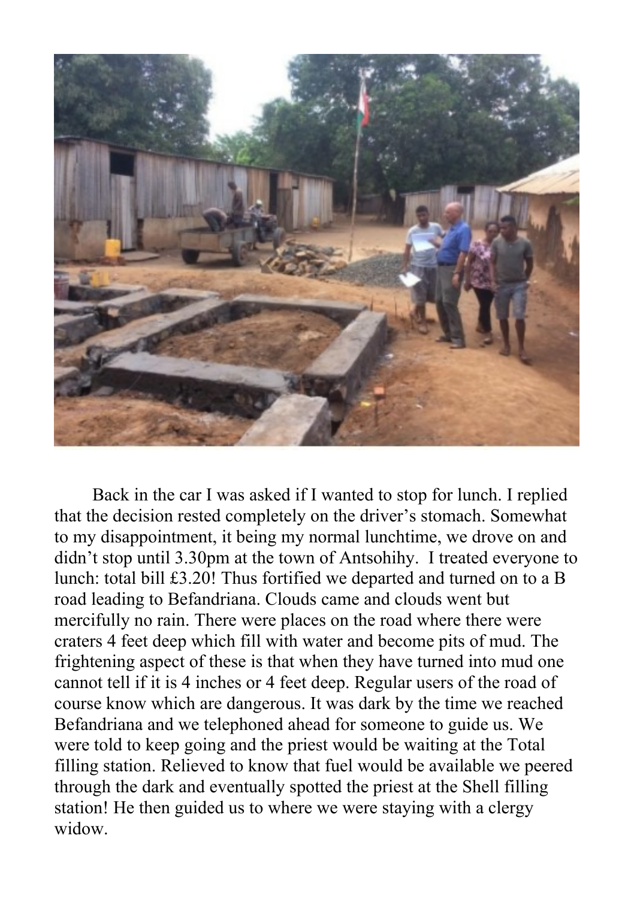Back in the car I was asked if I wanted to stop for lunch. I replied that the decision rested completely on the driver's stomach. Somewhat to my disappointment, it being my normal lunchtime, we drove on and didn't stop until 3.30pm at the town of Antsohihy. I treated everyone to lunch: total bill £3.20! Thus fortified we departed and turned on to a B road leading to Befandriana. Clouds came and clouds went but mercifully no rain. There were places on the road where there were craters 4 feet deep which fill with water and become pits of mud. The frightening aspect of these is that when they have turned into mud one cannot tell if it is 4 inches or 4 feet deep. Regular users of the road of course know which are dangerous. It was dark by the time we reached Befandriana and we telephoned ahead for someone to guide us. We were told to keep going and the priest would be waiting at the Total filling station. Relieved to know that fuel would be available we peered through the dark and eventually spotted the priest at the Shell filling station! He then guided us to where we were staying with a clergy widow.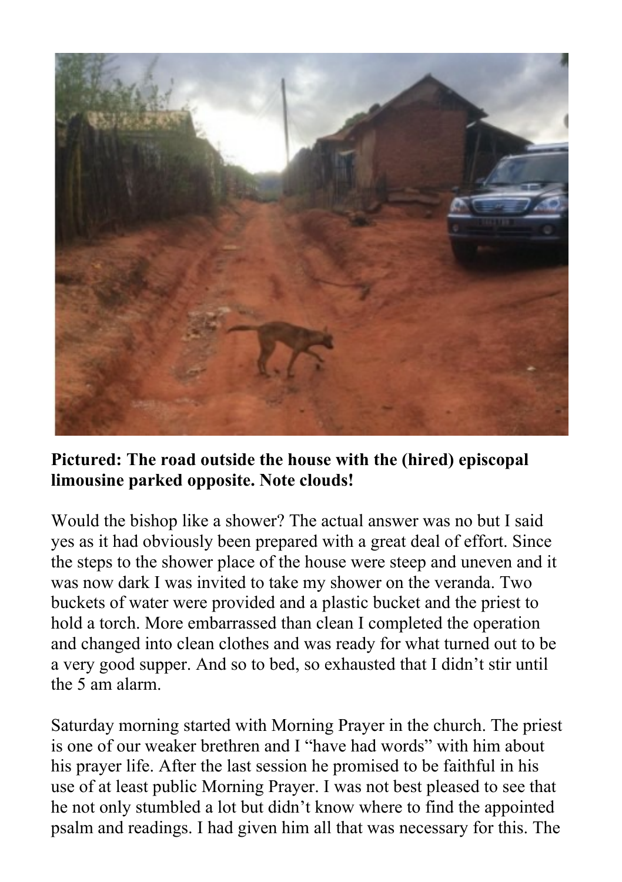**Pictured: The road outside the house with the (hired) episcopal limousine parked opposite. Note clouds!**

Would the bishop like a shower? The actual answer was no but I said yes as it had obviously been prepared with a great deal of effort. Since the steps to the shower place of the house were steep and uneven and it was now dark I was invited to take my shower on the veranda. Two buckets of water were provided and a plastic bucket and the priest to hold a torch. More embarrassed than clean I completed the operation and changed into clean clothes and was ready for what turned out to be a very good supper. And so to bed, so exhausted that I didn't stir until the 5 am alarm.

Saturday morning started with Morning Prayer in the church. The priest is one of our weaker brethren and I "have had words" with him about his prayer life. After the last session he promised to be faithful in his use of at least public Morning Prayer. I was not best pleased to see that he not only stumbled a lot but didn't know where to find the appointed psalm and readings. I had given him all that was necessary for this. The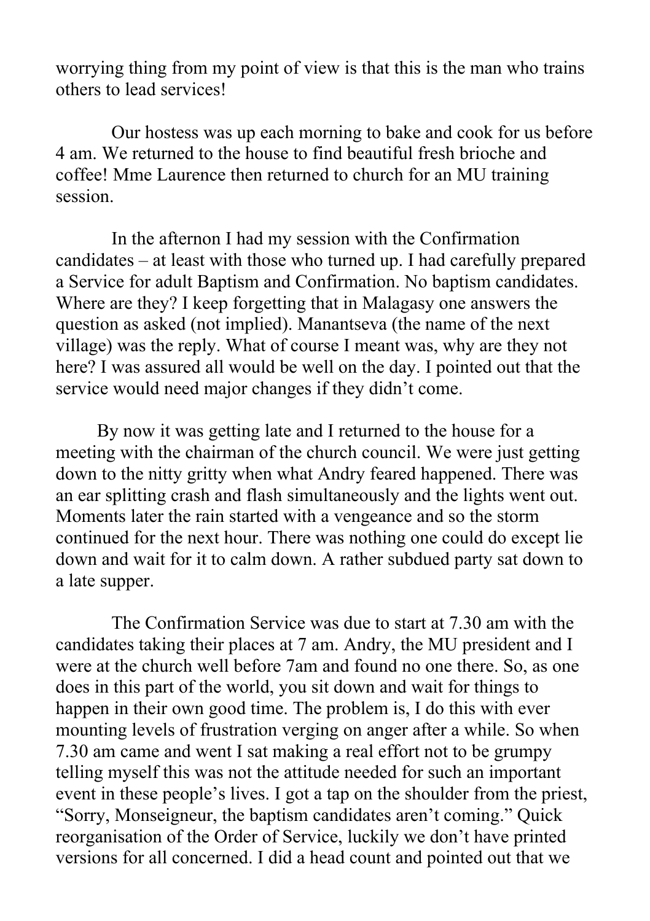worrying thing from my point of view is that this is the man who trains others to lead services!

Our hostess was up each morning to bake and cook for us before 4 am. We returned to the house to find beautiful fresh brioche and coffee! Mme Laurence then returned to church for an MU training session.

In the afternon I had my session with the Confirmation candidates – at least with those who turned up. I had carefully prepared a Service for adult Baptism and Confirmation. No baptism candidates. Where are they? I keep forgetting that in Malagasy one answers the question as asked (not implied). Manantseva (the name of the next village) was the reply. What of course I meant was, why are they not here? I was assured all would be well on the day. I pointed out that the service would need major changes if they didn't come.

By now it was getting late and I returned to the house for a meeting with the chairman of the church council. We were just getting down to the nitty gritty when what Andry feared happened. There was an ear splitting crash and flash simultaneously and the lights went out. Moments later the rain started with a vengeance and so the storm continued for the next hour. There was nothing one could do except lie down and wait for it to calm down. A rather subdued party sat down to a late supper.

The Confirmation Service was due to start at 7.30 am with the candidates taking their places at 7 am. Andry, the MU president and I were at the church well before 7am and found no one there. So, as one does in this part of the world, you sit down and wait for things to happen in their own good time. The problem is, I do this with ever mounting levels of frustration verging on anger after a while. So when 7.30 am came and went I sat making a real effort not to be grumpy telling myself this was not the attitude needed for such an important event in these people's lives. I got a tap on the shoulder from the priest, "Sorry, Monseigneur, the baptism candidates aren't coming." Quick reorganisation of the Order of Service, luckily we don't have printed versions for all concerned. I did a head count and pointed out that we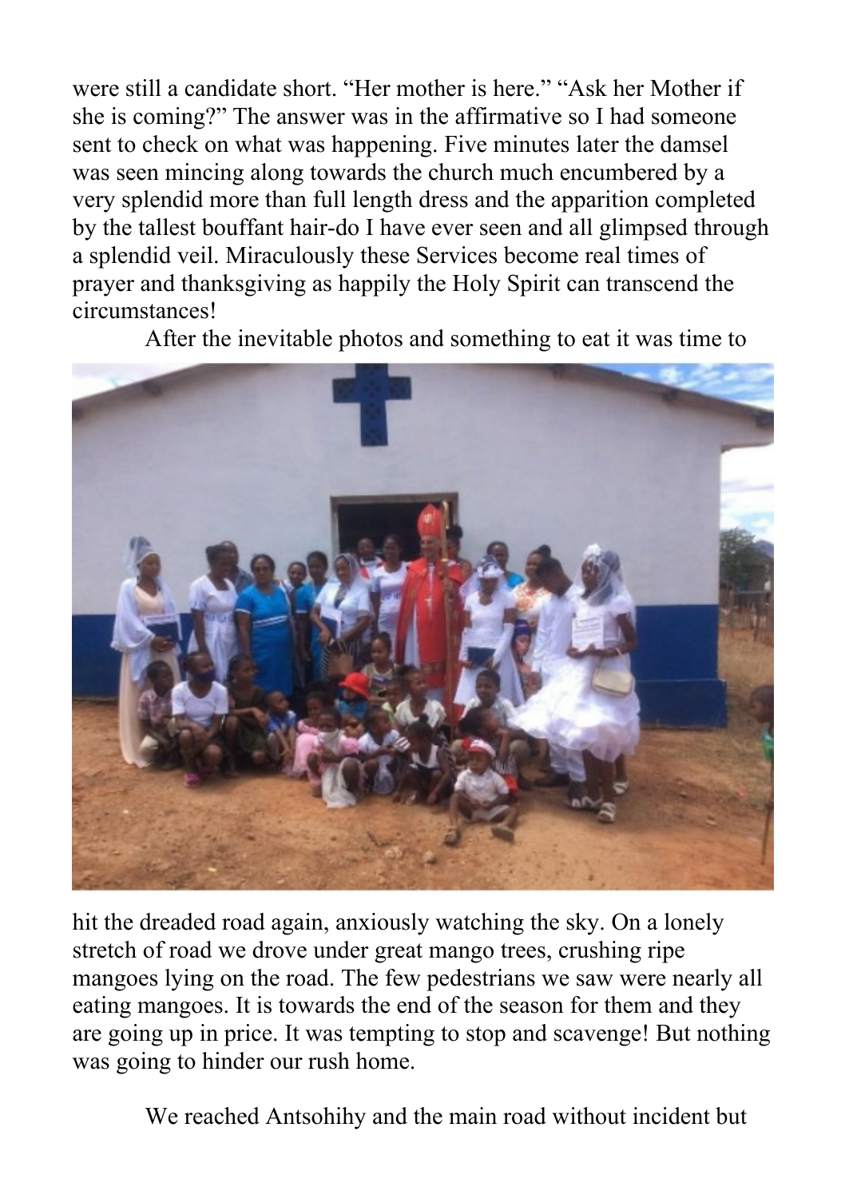were still a candidate short. "Her mother is here." "Ask her Mother if she is coming?" The answer was in the affirmative so I had someone sent to check on what was happening. Five minutes later the damsel was seen mincing along towards the church much encumbered by a very splendid more than full length dress and the apparition completed by the tallest bouffant hair-do I have ever seen and all glimpsed through a splendid veil. Miraculously these Services become real times of prayer and thanksgiving as happily the Holy Spirit can transcend the circumstances!

After the inevitable photos and something to eat it was time to hit the dreaded road again, anxiously watching the sky. On a lonely stretch of road we drove under great mango trees, crushing ripe mangoes lying on the road. The few pedestrians we saw were nearly all eating mangoes. It is towards the end of the season for them and they are going up in price. It was tempting to stop and scavenge! But nothing was going to hinder our rush home.

We reached Antsohihy and the main road without incident but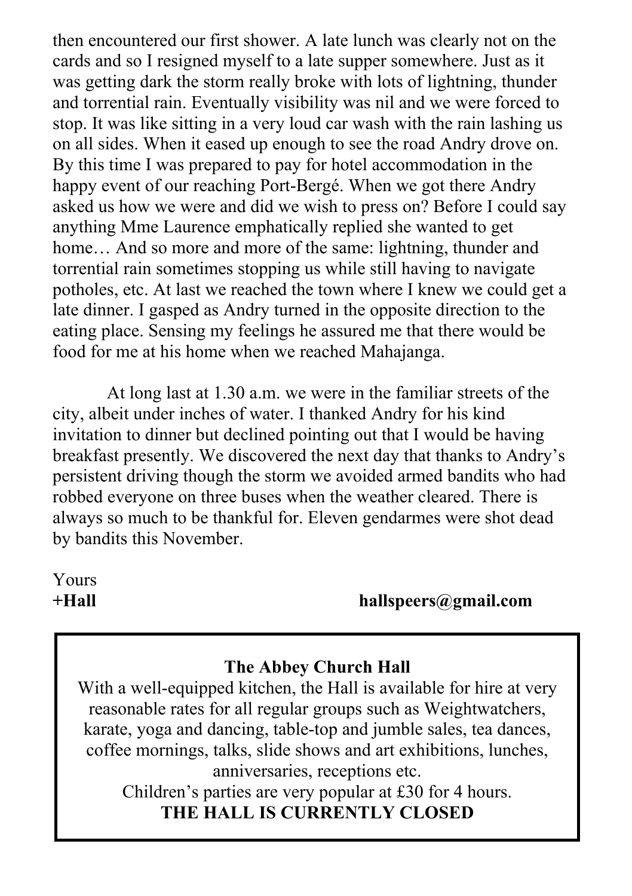then encountered our first shower. A late lunch was clearly not on the cards and so I resigned myself to a late supper somewhere. Just as it was getting dark the storm really broke with lots of lightning, thunder and torrential rain. Eventually visibility was nil and we were forced to stop. It was like sitting in a very loud car wash with the rain lashing us on all sides. When it eased up enough to see the road Andry drove on. By this time I was prepared to pay for hotel accommodation in the happy event of our reaching Port-Bergé. When we got there Andry asked us how we were and did we wish to press on? Before I could say anything Mme Laurence emphatically replied she wanted to get home… And so more and more of the same: lightning, thunder and torrential rain sometimes stopping us while still having to navigate potholes, etc. At last we reached the town where I knew we could get a late dinner. I gasped as Andry turned in the opposite direction to the eating place. Sensing my feelings he assured me that there would be food for me at his home when we reached Mahajanga.

At long last at 1.30 a.m. we were in the familiar streets of the city, albeit under inches of water. I thanked Andry for his kind invitation to dinner but declined pointing out that I would be having breakfast presently. We discovered the next day that thanks to Andry's persistent driving though the storm we avoided armed bandits who had robbed everyone on three buses when the weather cleared. There is always so much to be thankful for. Eleven gendarmes were shot dead by bandits this November.

Yours

**+Hall** **hallspeers@gmail.com**

---

**The Abbey Church Hall**

With a well-equipped kitchen, the Hall is available for hire at very reasonable rates for all regular groups such as Weightwatchers, karate, yoga and dancing, table-top and jumble sales, tea dances, coffee mornings, talks, slide shows and art exhibitions, lunches, anniversaries, receptions etc.

Children's parties are very popular at £30 for 4 hours.

**THE HALL IS CURRENTLY CLOSED**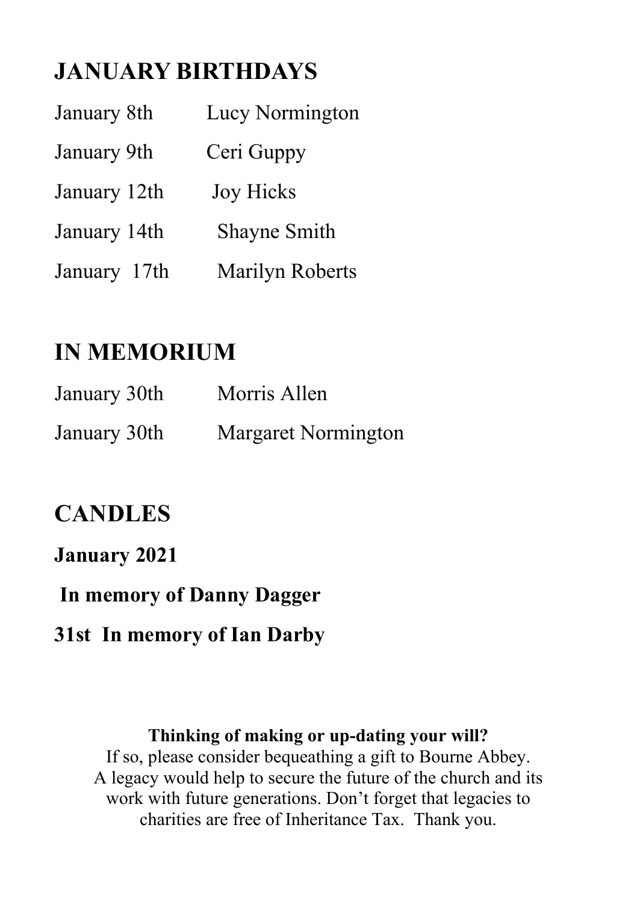## JANUARY BIRTHDAYS

| | |
|---|---|
| January 8th | Lucy Normington |
| January 9th | Ceri Guppy |
| January 12th | Joy Hicks |
| January 14th | Shayne Smith |
| January 17th | Marilyn Roberts |

## IN MEMORIUM

| | |
|---|---|
| January 30th | Morris Allen |
| January 30th | Margaret Normington |

## CANDLES

**January 2021**

**In memory of Danny Dagger**

**31st In memory of Ian Darby**

**Thinking of making or up-dating your will?**

If so, please consider bequeathing a gift to Bourne Abbey. A legacy would help to secure the future of the church and its work with future generations. Don't forget that legacies to charities are free of Inheritance Tax. Thank you.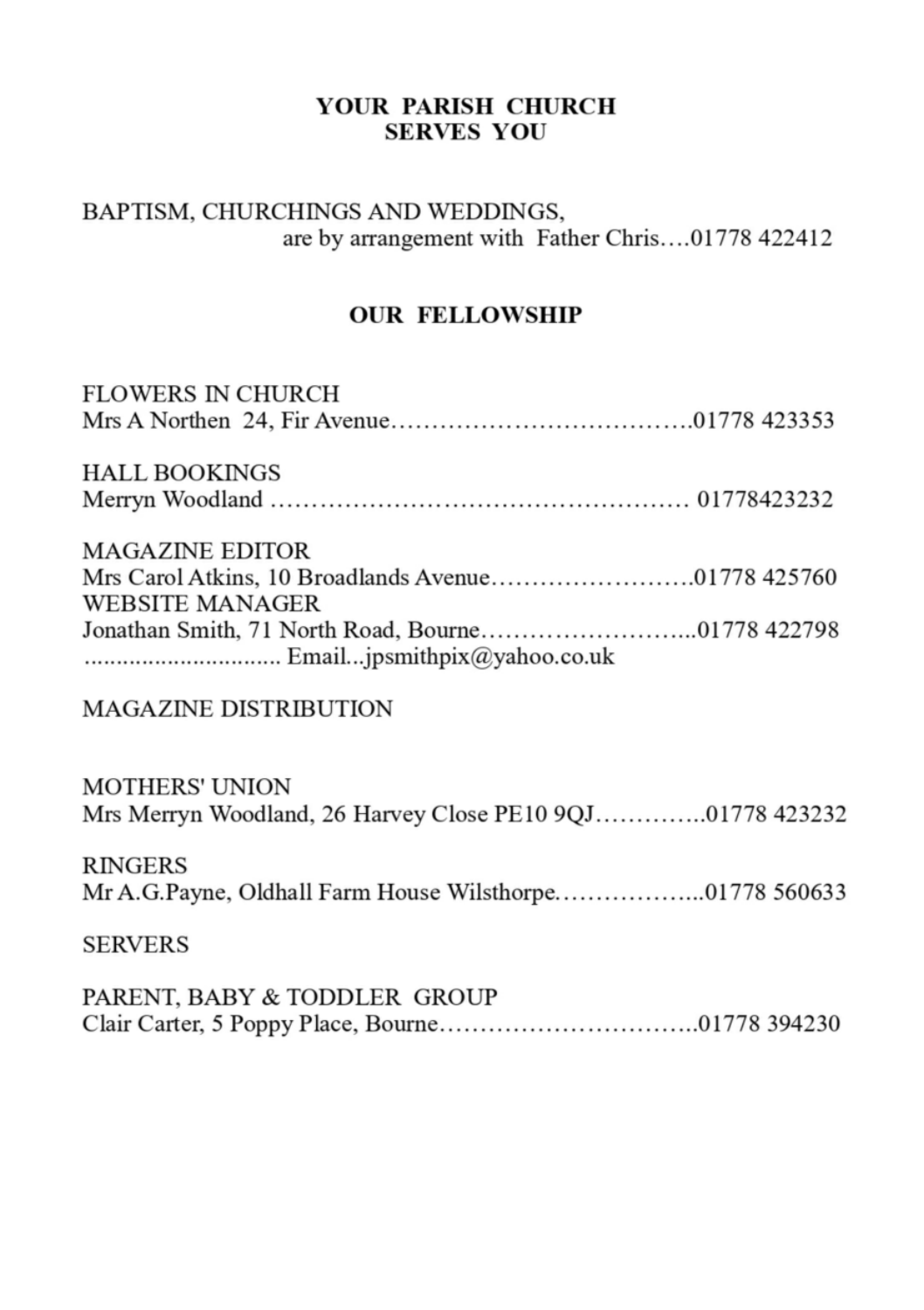## YOUR PARISH CHURCH SERVES YOU

BAPTISM, CHURCHINGS AND WEDDINGS,
are by arrangement with Father Chris….01778 422412

## OUR FELLOWSHIP

FLOWERS IN CHURCH
Mrs A Northen 24, Fir Avenue……………………………….01778 423353

HALL BOOKINGS
Merryn Woodland …………………………………………… 01778423232

MAGAZINE EDITOR
Mrs Carol Atkins, 10 Broadlands Avenue…………………….01778 425760
WEBSITE MANAGER
Jonathan Smith, 71 North Road, Bourne……………………...01778 422798
.............................. Email...jpsmithpix@yahoo.co.uk

MAGAZINE DISTRIBUTION

MOTHERS' UNION
Mrs Merryn Woodland, 26 Harvey Close PE10 9QJ…………..01778 423232

RINGERS
Mr A.G.Payne, Oldhall Farm House Wilsthorpe……………...01778 560633

SERVERS

PARENT, BABY & TODDLER GROUP
Clair Carter, 5 Poppy Place, Bourne…………………………..01778 394230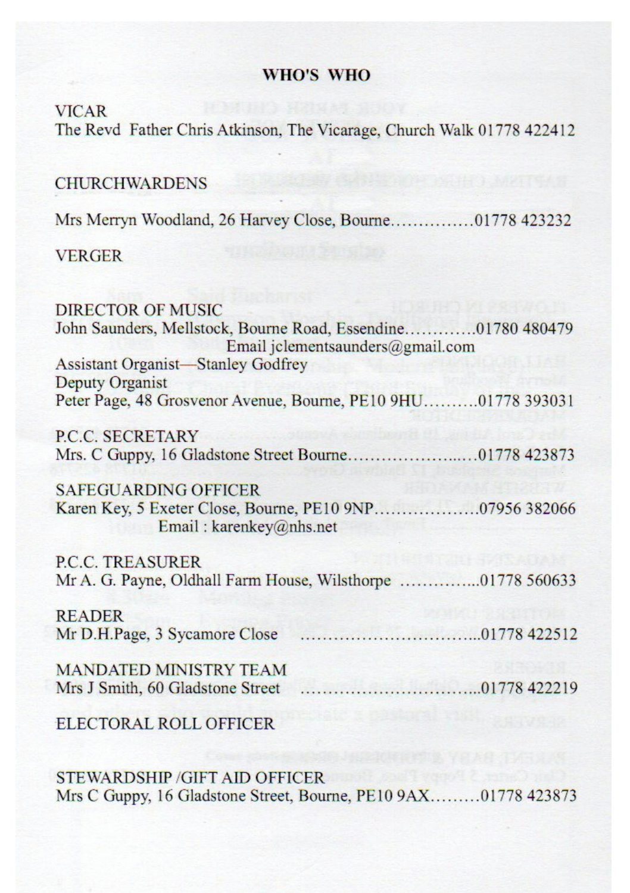## WHO'S WHO

VICAR
The Revd Father Chris Atkinson, The Vicarage, Church Walk 01778 422412

CHURCHWARDENS

Mrs Merryn Woodland, 26 Harvey Close, Bourne……………01778 423232

VERGER

DIRECTOR OF MUSIC
John Saunders, Mellstock, Bourne Road, Essendine…………01780 480479
Email jclementsaunders@gmail.com
Assistant Organist—Stanley Godfrey
Deputy Organist
Peter Page, 48 Grosvenor Avenue, Bourne, PE10 9HU……….01778 393031

P.C.C. SECRETARY
Mrs. C Guppy, 16 Gladstone Street Bourne…………………...01778 423873

SAFEGUARDING OFFICER
Karen Key, 5 Exeter Close, Bourne, PE10 9NP……………….07956 382066
Email : karenkey@nhs.net

P.C.C. TREASURER
Mr A. G. Payne, Oldhall Farm House, Wilsthorpe …………...01778 560633

READER
Mr D.H.Page, 3 Sycamore Close …………………………...01778 422512

MANDATED MINISTRY TEAM
Mrs J Smith, 60 Gladstone Street …………………………...01778 422219

ELECTORAL ROLL OFFICER

STEWARDSHIP /GIFT AID OFFICER
Mrs C Guppy, 16 Gladstone Street, Bourne, PE10 9AX………01778 423873